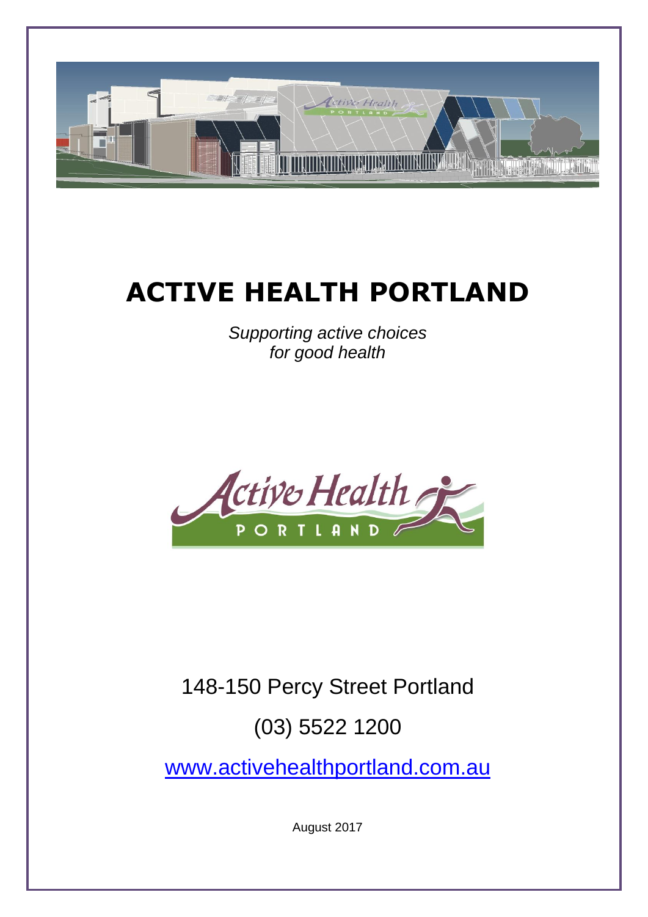# ACTIVE HEALTH PORTLAND

*Supporting active choices for good health*

148-150 Percy Street Portland

(03) 5522 1200

[www.activehealthportland.com.au](http://www.activehealthportland.com.au)

August 2017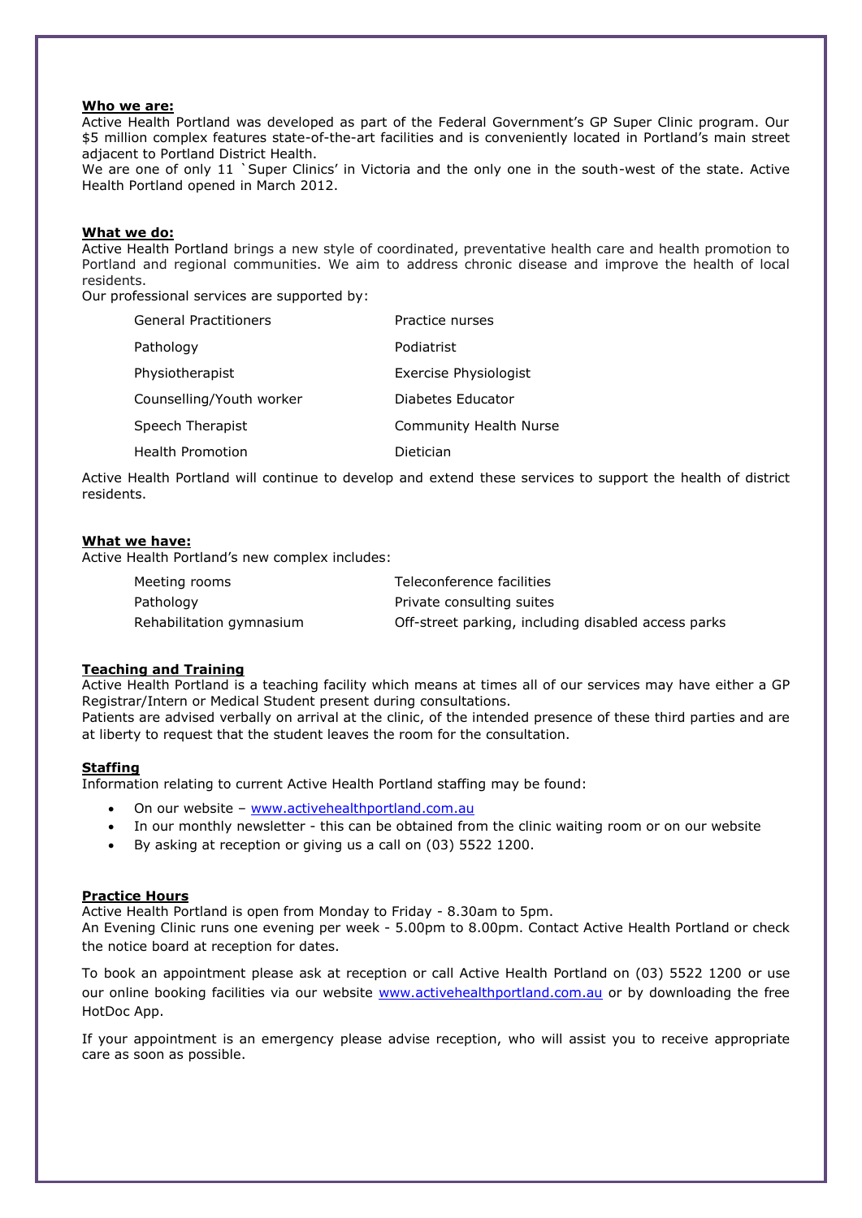**Who we are:**

Active Health Portland was developed as part of the Federal Government's GP Super Clinic program. Our $5 million complex features state-of-the-art facilities and is conveniently located in Portland's main street adjacent to Portland District Health.

We are one of only 11 `Super Clinics' in Victoria and the only one in the south-west of the state. Active Health Portland opened in March 2012.

**What we do:**

Active Health Portland brings a new style of coordinated, preventative health care and health promotion to Portland and regional communities. We aim to address chronic disease and improve the health of local residents.

Our professional services are supported by:

| | |
|---|---|
| General Practitioners | Practice nurses |
| Pathology | Podiatrist |
| Physiotherapist | Exercise Physiologist |
| Counselling/Youth worker | Diabetes Educator |
| Speech Therapist | Community Health Nurse |
| Health Promotion | Dietician |

Active Health Portland will continue to develop and extend these services to support the health of district residents.

**What we have:**

Active Health Portland's new complex includes:

| | |
|---|---|
| Meeting rooms | Teleconference facilities |
| Pathology | Private consulting suites |
| Rehabilitation gymnasium | Off-street parking, including disabled access parks |

**Teaching and Training**

Active Health Portland is a teaching facility which means at times all of our services may have either a GP Registrar/Intern or Medical Student present during consultations.

Patients are advised verbally on arrival at the clinic, of the intended presence of these third parties and are at liberty to request that the student leaves the room for the consultation.

**Staffing**

Information relating to current Active Health Portland staffing may be found:

- On our website – www.activehealthportland.com.au
- In our monthly newsletter - this can be obtained from the clinic waiting room or on our website
- By asking at reception or giving us a call on (03) 5522 1200.

**Practice Hours**

Active Health Portland is open from Monday to Friday - 8.30am to 5pm.

An Evening Clinic runs one evening per week - 5.00pm to 8.00pm. Contact Active Health Portland or check the notice board at reception for dates.

To book an appointment please ask at reception or call Active Health Portland on (03) 5522 1200 or use our online booking facilities via our website www.activehealthportland.com.au or by downloading the free HotDoc App.

If your appointment is an emergency please advise reception, who will assist you to receive appropriate care as soon as possible.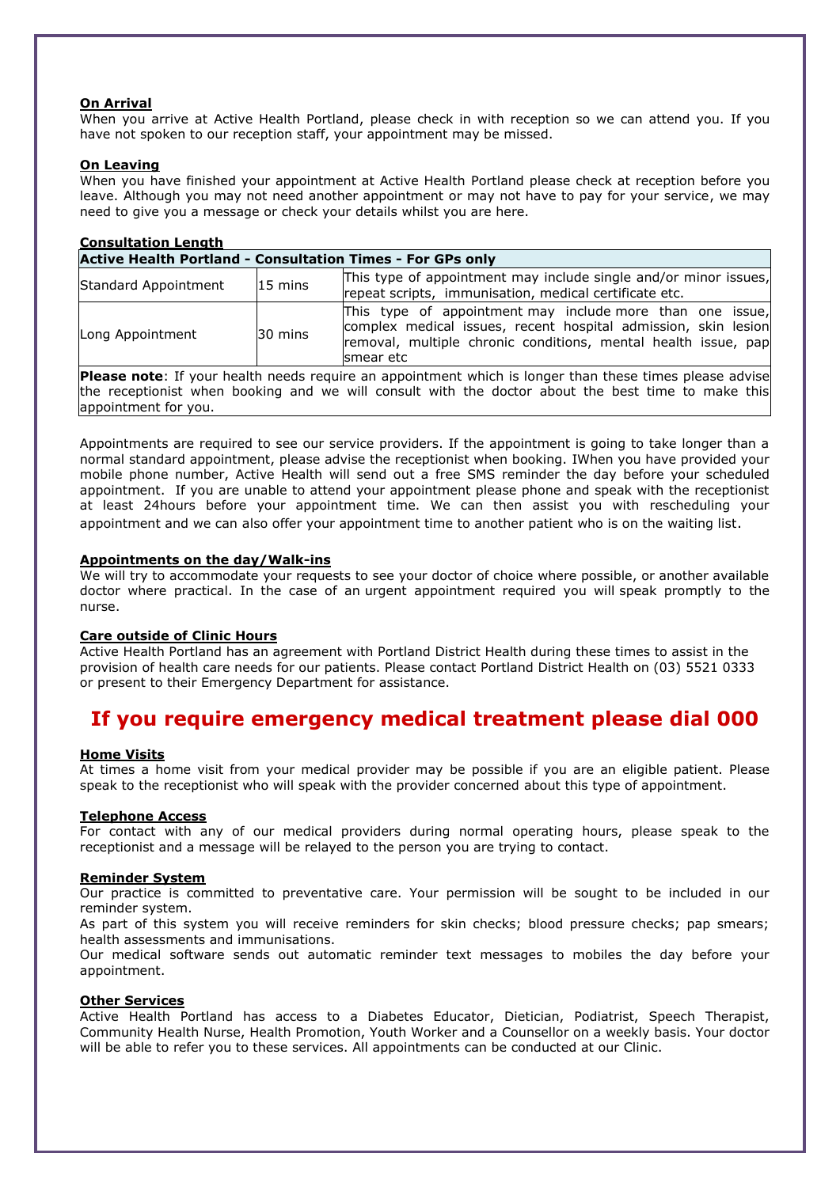### On Arrival

When you arrive at Active Health Portland, please check in with reception so we can attend you. If you have not spoken to our reception staff, your appointment may be missed.

### On Leaving

When you have finished your appointment at Active Health Portland please check at reception before you leave. Although you may not need another appointment or may not have to pay for your service, we may need to give you a message or check your details whilst you are here.

### Consultation Length

| Active Health Portland - Consultation Times - For GPs only | | |
|---|---|---|
| Standard Appointment | 15 mins | This type of appointment may include single and/or minor issues, repeat scripts, immunisation, medical certificate etc. |
| Long Appointment | 30 mins | This type of appointment may include more than one issue, complex medical issues, recent hospital admission, skin lesion removal, multiple chronic conditions, mental health issue, pap smear etc |
| **Please note**: If your health needs require an appointment which is longer than these times please advise the receptionist when booking and we will consult with the doctor about the best time to make this appointment for you. | | |

Appointments are required to see our service providers. If the appointment is going to take longer than a normal standard appointment, please advise the receptionist when booking. IWhen you have provided your mobile phone number, Active Health will send out a free SMS reminder the day before your scheduled appointment. If you are unable to attend your appointment please phone and speak with the receptionist at least 24hours before your appointment time. We can then assist you with rescheduling your appointment and we can also offer your appointment time to another patient who is on the waiting list.

### Appointments on the day/Walk-ins

We will try to accommodate your requests to see your doctor of choice where possible, or another available doctor where practical. In the case of an urgent appointment required you will speak promptly to the nurse.

### Care outside of Clinic Hours

Active Health Portland has an agreement with Portland District Health during these times to assist in the provision of health care needs for our patients. Please contact Portland District Health on (03) 5521 0333 or present to their Emergency Department for assistance.

## If you require emergency medical treatment please dial 000

### Home Visits

At times a home visit from your medical provider may be possible if you are an eligible patient. Please speak to the receptionist who will speak with the provider concerned about this type of appointment.

### Telephone Access

For contact with any of our medical providers during normal operating hours, please speak to the receptionist and a message will be relayed to the person you are trying to contact.

### Reminder System

Our practice is committed to preventative care. Your permission will be sought to be included in our reminder system.

As part of this system you will receive reminders for skin checks; blood pressure checks; pap smears; health assessments and immunisations.

Our medical software sends out automatic reminder text messages to mobiles the day before your appointment.

### Other Services

Active Health Portland has access to a Diabetes Educator, Dietician, Podiatrist, Speech Therapist, Community Health Nurse, Health Promotion, Youth Worker and a Counsellor on a weekly basis. Your doctor will be able to refer you to these services. All appointments can be conducted at our Clinic.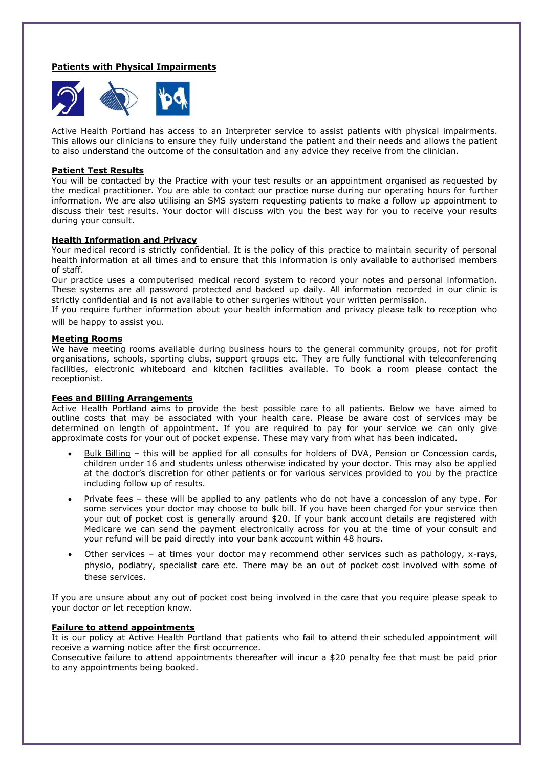**Patients with Physical Impairments**

Active Health Portland has access to an Interpreter service to assist patients with physical impairments. This allows our clinicians to ensure they fully understand the patient and their needs and allows the patient to also understand the outcome of the consultation and any advice they receive from the clinician.

**Patient Test Results**

You will be contacted by the Practice with your test results or an appointment organised as requested by the medical practitioner. You are able to contact our practice nurse during our operating hours for further information. We are also utilising an SMS system requesting patients to make a follow up appointment to discuss their test results. Your doctor will discuss with you the best way for you to receive your results during your consult.

**Health Information and Privacy**

Your medical record is strictly confidential. It is the policy of this practice to maintain security of personal health information at all times and to ensure that this information is only available to authorised members of staff.

Our practice uses a computerised medical record system to record your notes and personal information. These systems are all password protected and backed up daily. All information recorded in our clinic is strictly confidential and is not available to other surgeries without your written permission.

If you require further information about your health information and privacy please talk to reception who will be happy to assist you.

**Meeting Rooms**

We have meeting rooms available during business hours to the general community groups, not for profit organisations, schools, sporting clubs, support groups etc. They are fully functional with teleconferencing facilities, electronic whiteboard and kitchen facilities available. To book a room please contact the receptionist.

**Fees and Billing Arrangements**

Active Health Portland aims to provide the best possible care to all patients. Below we have aimed to outline costs that may be associated with your health care. Please be aware cost of services may be determined on length of appointment. If you are required to pay for your service we can only give approximate costs for your out of pocket expense. These may vary from what has been indicated.

- Bulk Billing – this will be applied for all consults for holders of DVA, Pension or Concession cards, children under 16 and students unless otherwise indicated by your doctor. This may also be applied at the doctor's discretion for other patients or for various services provided to you by the practice including follow up of results.
- Private fees – these will be applied to any patients who do not have a concession of any type. For some services your doctor may choose to bulk bill. If you have been charged for your service then your out of pocket cost is generally around $20. If your bank account details are registered with Medicare we can send the payment electronically across for you at the time of your consult and your refund will be paid directly into your bank account within 48 hours.
- Other services – at times your doctor may recommend other services such as pathology, x-rays, physio, podiatry, specialist care etc. There may be an out of pocket cost involved with some of these services.

If you are unsure about any out of pocket cost being involved in the care that you require please speak to your doctor or let reception know.

**Failure to attend appointments**

It is our policy at Active Health Portland that patients who fail to attend their scheduled appointment will receive a warning notice after the first occurrence.

Consecutive failure to attend appointments thereafter will incur a $20 penalty fee that must be paid prior to any appointments being booked.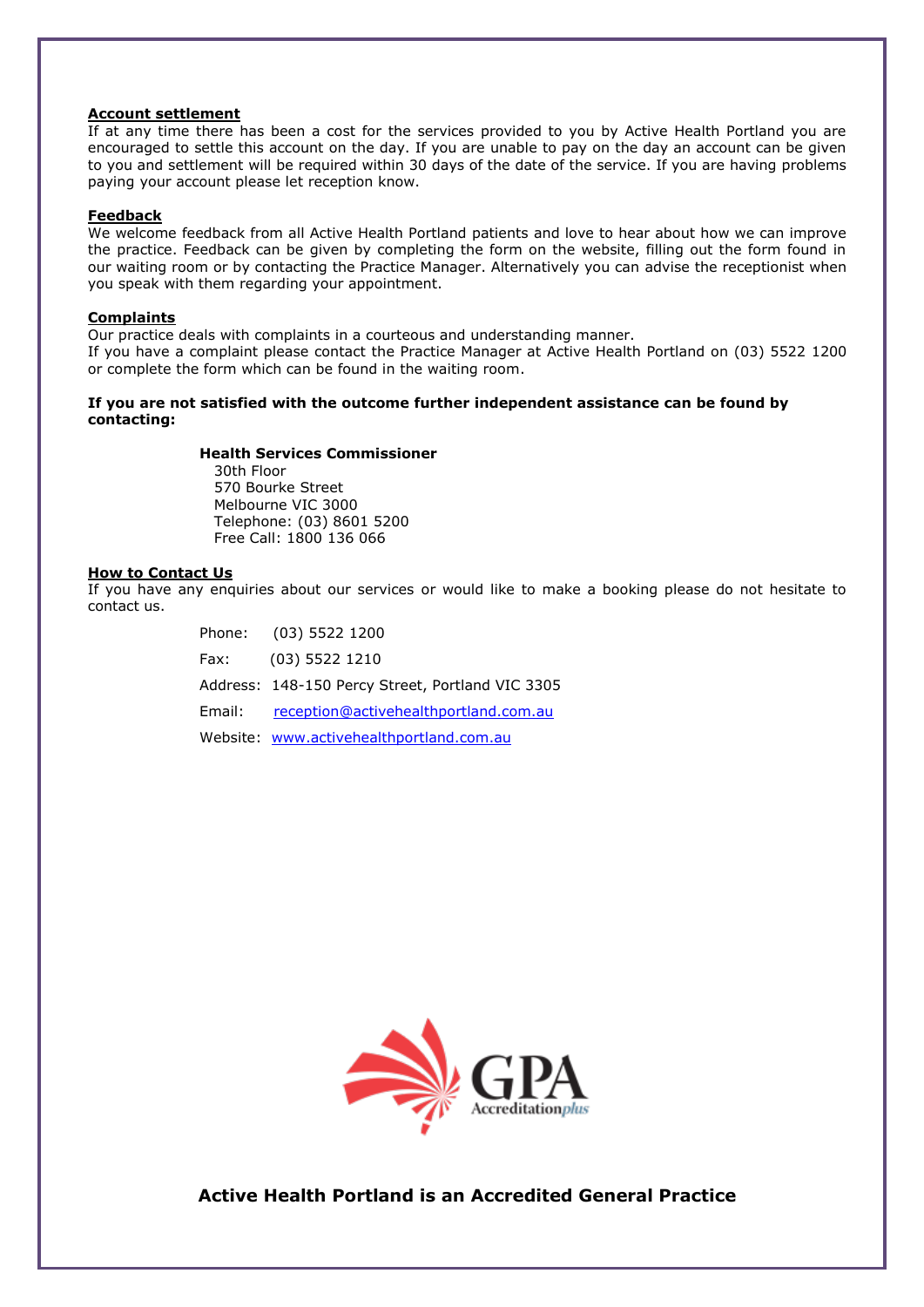**Account settlement**

If at any time there has been a cost for the services provided to you by Active Health Portland you are encouraged to settle this account on the day. If you are unable to pay on the day an account can be given to you and settlement will be required within 30 days of the date of the service. If you are having problems paying your account please let reception know.

**Feedback**

We welcome feedback from all Active Health Portland patients and love to hear about how we can improve the practice. Feedback can be given by completing the form on the website, filling out the form found in our waiting room or by contacting the Practice Manager. Alternatively you can advise the receptionist when you speak with them regarding your appointment.

**Complaints**

Our practice deals with complaints in a courteous and understanding manner.
If you have a complaint please contact the Practice Manager at Active Health Portland on (03) 5522 1200 or complete the form which can be found in the waiting room.

**If you are not satisfied with the outcome further independent assistance can be found by contacting:**

**Health Services Commissioner**
30th Floor
570 Bourke Street
Melbourne VIC 3000
Telephone: (03) 8601 5200
Free Call: 1800 136 066

**How to Contact Us**

If you have any enquiries about our services or would like to make a booking please do not hesitate to contact us.

Phone: (03) 5522 1200

Fax: (03) 5522 1210

Address: 148-150 Percy Street, Portland VIC 3305

Email: reception@activehealthportland.com.au

Website: www.activehealthportland.com.au

GPA Accreditation*plus*

**Active Health Portland is an Accredited General Practice**